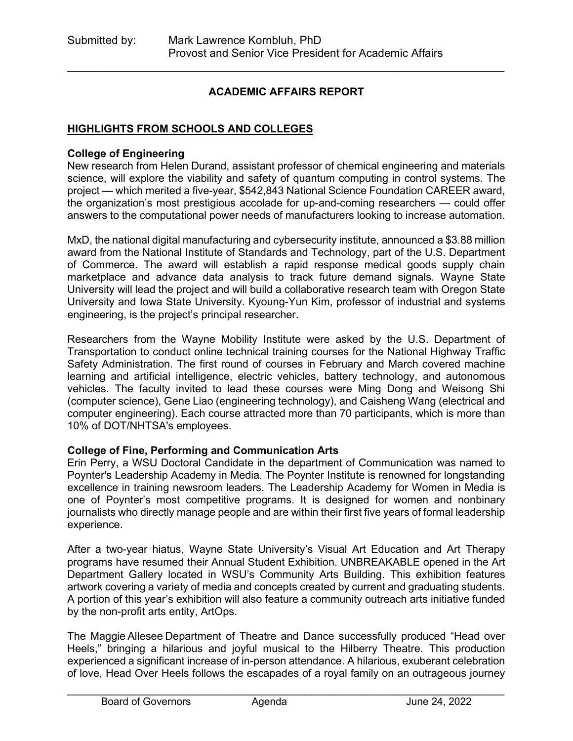Submitted by: Mark Lawrence Kornbluh, PhD
Provost and Senior Vice President for Academic Affairs

---

## ACADEMIC AFFAIRS REPORT

### HIGHLIGHTS FROM SCHOOLS AND COLLEGES

**College of Engineering**

New research from Helen Durand, assistant professor of chemical engineering and materials science, will explore the viability and safety of quantum computing in control systems. The project — which merited a five-year, $542,843 National Science Foundation CAREER award, the organization's most prestigious accolade for up-and-coming researchers — could offer answers to the computational power needs of manufacturers looking to increase automation.

MxD, the national digital manufacturing and cybersecurity institute, announced a $3.88 million award from the National Institute of Standards and Technology, part of the U.S. Department of Commerce. The award will establish a rapid response medical goods supply chain marketplace and advance data analysis to track future demand signals. Wayne State University will lead the project and will build a collaborative research team with Oregon State University and Iowa State University. Kyoung-Yun Kim, professor of industrial and systems engineering, is the project's principal researcher.

Researchers from the Wayne Mobility Institute were asked by the U.S. Department of Transportation to conduct online technical training courses for the National Highway Traffic Safety Administration. The first round of courses in February and March covered machine learning and artificial intelligence, electric vehicles, battery technology, and autonomous vehicles. The faculty invited to lead these courses were Ming Dong and Weisong Shi (computer science), Gene Liao (engineering technology), and Caisheng Wang (electrical and computer engineering). Each course attracted more than 70 participants, which is more than 10% of DOT/NHTSA's employees.

**College of Fine, Performing and Communication Arts**

Erin Perry, a WSU Doctoral Candidate in the department of Communication was named to Poynter's Leadership Academy in Media. The Poynter Institute is renowned for longstanding excellence in training newsroom leaders. The Leadership Academy for Women in Media is one of Poynter's most competitive programs. It is designed for women and nonbinary journalists who directly manage people and are within their first five years of formal leadership experience.

After a two-year hiatus, Wayne State University's Visual Art Education and Art Therapy programs have resumed their Annual Student Exhibition. UNBREAKABLE opened in the Art Department Gallery located in WSU's Community Arts Building. This exhibition features artwork covering a variety of media and concepts created by current and graduating students. A portion of this year's exhibition will also feature a community outreach arts initiative funded by the non-profit arts entity, ArtOps.

The Maggie Allesee Department of Theatre and Dance successfully produced "Head over Heels," bringing a hilarious and joyful musical to the Hilberry Theatre. This production experienced a significant increase of in-person attendance. A hilarious, exuberant celebration of love, Head Over Heels follows the escapades of a royal family on an outrageous journey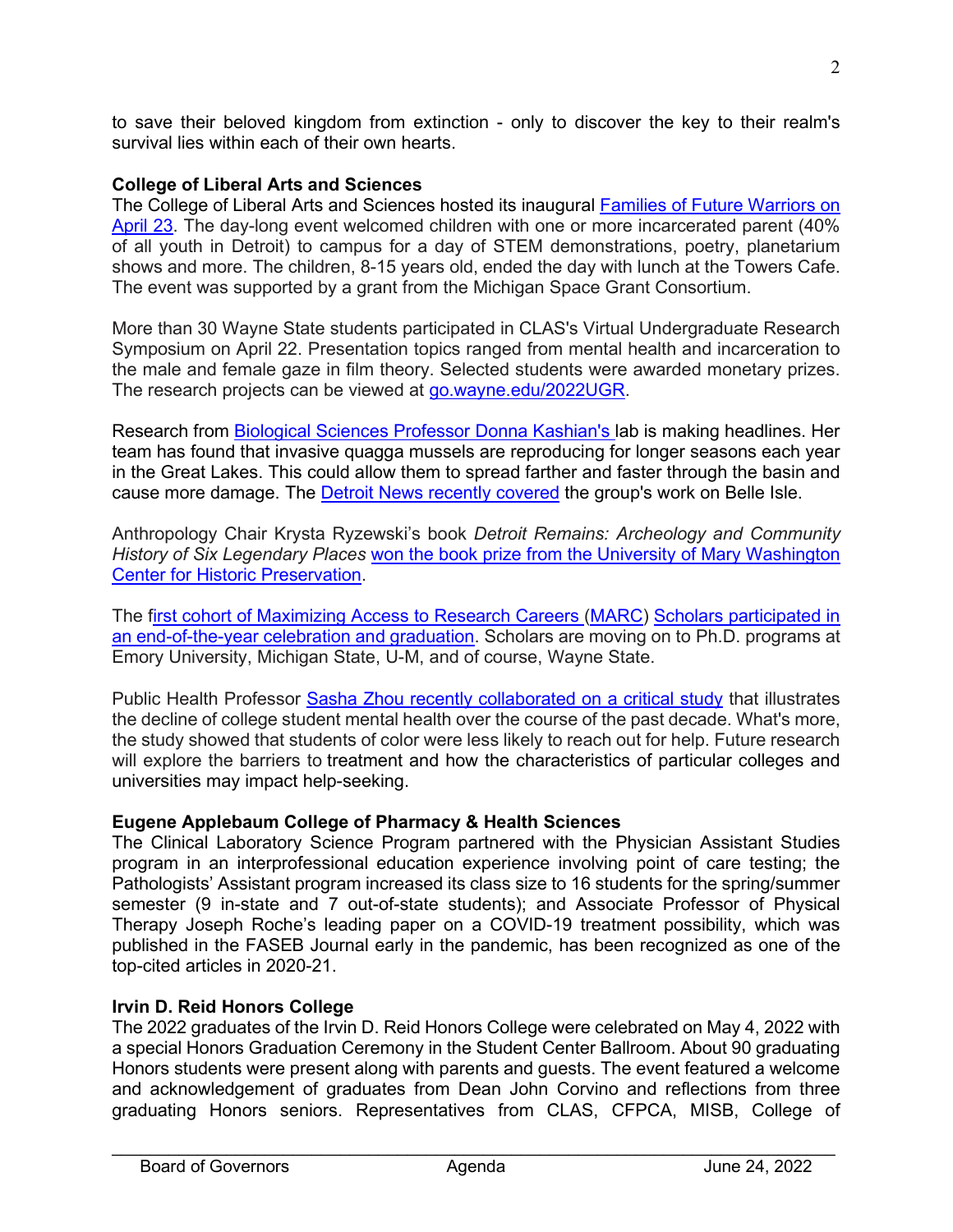to save their beloved kingdom from extinction - only to discover the key to their realm's survival lies within each of their own hearts.

**College of Liberal Arts and Sciences**

The College of Liberal Arts and Sciences hosted its inaugural Families of Future Warriors on April 23. The day-long event welcomed children with one or more incarcerated parent (40% of all youth in Detroit) to campus for a day of STEM demonstrations, poetry, planetarium shows and more. The children, 8-15 years old, ended the day with lunch at the Towers Cafe. The event was supported by a grant from the Michigan Space Grant Consortium.

More than 30 Wayne State students participated in CLAS's Virtual Undergraduate Research Symposium on April 22. Presentation topics ranged from mental health and incarceration to the male and female gaze in film theory. Selected students were awarded monetary prizes. The research projects can be viewed at go.wayne.edu/2022UGR.

Research from Biological Sciences Professor Donna Kashian's lab is making headlines. Her team has found that invasive quagga mussels are reproducing for longer seasons each year in the Great Lakes. This could allow them to spread farther and faster through the basin and cause more damage. The Detroit News recently covered the group's work on Belle Isle.

Anthropology Chair Krysta Ryzewski's book *Detroit Remains: Archeology and Community History of Six Legendary Places* won the book prize from the University of Mary Washington Center for Historic Preservation.

The first cohort of Maximizing Access to Research Careers (MARC) Scholars participated in an end-of-the-year celebration and graduation. Scholars are moving on to Ph.D. programs at Emory University, Michigan State, U-M, and of course, Wayne State.

Public Health Professor Sasha Zhou recently collaborated on a critical study that illustrates the decline of college student mental health over the course of the past decade. What's more, the study showed that students of color were less likely to reach out for help. Future research will explore the barriers to treatment and how the characteristics of particular colleges and universities may impact help-seeking.

**Eugene Applebaum College of Pharmacy & Health Sciences**

The Clinical Laboratory Science Program partnered with the Physician Assistant Studies program in an interprofessional education experience involving point of care testing; the Pathologists' Assistant program increased its class size to 16 students for the spring/summer semester (9 in-state and 7 out-of-state students); and Associate Professor of Physical Therapy Joseph Roche's leading paper on a COVID-19 treatment possibility, which was published in the FASEB Journal early in the pandemic, has been recognized as one of the top-cited articles in 2020-21.

**Irvin D. Reid Honors College**

The 2022 graduates of the Irvin D. Reid Honors College were celebrated on May 4, 2022 with a special Honors Graduation Ceremony in the Student Center Ballroom. About 90 graduating Honors students were present along with parents and guests. The event featured a welcome and acknowledgement of graduates from Dean John Corvino and reflections from three graduating Honors seniors. Representatives from CLAS, CFPCA, MISB, College of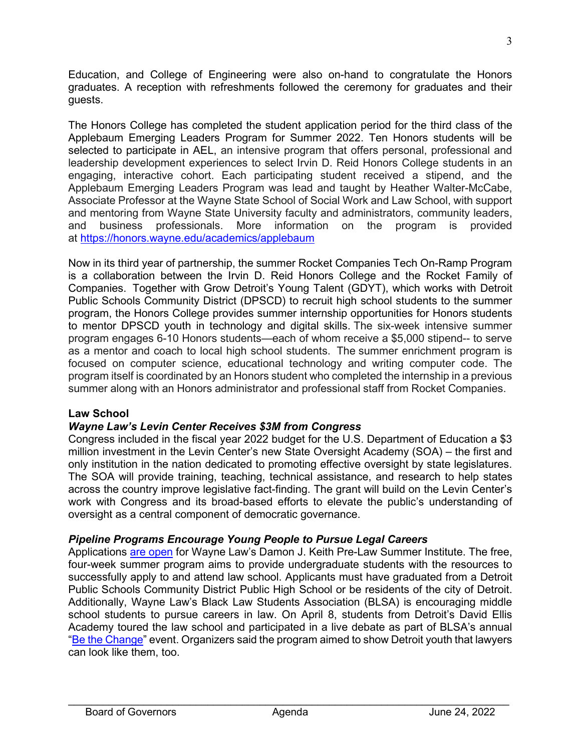Education, and College of Engineering were also on-hand to congratulate the Honors graduates. A reception with refreshments followed the ceremony for graduates and their guests.

The Honors College has completed the student application period for the third class of the Applebaum Emerging Leaders Program for Summer 2022. Ten Honors students will be selected to participate in AEL, an intensive program that offers personal, professional and leadership development experiences to select Irvin D. Reid Honors College students in an engaging, interactive cohort. Each participating student received a stipend, and the Applebaum Emerging Leaders Program was lead and taught by Heather Walter-McCabe, Associate Professor at the Wayne State School of Social Work and Law School, with support and mentoring from Wayne State University faculty and administrators, community leaders, and business professionals. More information on the program is provided at [https://honors.wayne.edu/academics/applebaum](https://honors.wayne.edu/academics/applebaum)

Now in its third year of partnership, the summer Rocket Companies Tech On-Ramp Program is a collaboration between the Irvin D. Reid Honors College and the Rocket Family of Companies. Together with Grow Detroit's Young Talent (GDYT), which works with Detroit Public Schools Community District (DPSCD) to recruit high school students to the summer program, the Honors College provides summer internship opportunities for Honors students to mentor DPSCD youth in technology and digital skills. The six-week intensive summer program engages 6-10 Honors students—each of whom receive a $5,000 stipend-- to serve as a mentor and coach to local high school students. The summer enrichment program is focused on computer science, educational technology and writing computer code. The program itself is coordinated by an Honors student who completed the internship in a previous summer along with an Honors administrator and professional staff from Rocket Companies.

**Law School**

***Wayne Law's Levin Center Receives $3M from Congress***

Congress included in the fiscal year 2022 budget for the U.S. Department of Education a $3 million investment in the Levin Center's new State Oversight Academy (SOA) – the first and only institution in the nation dedicated to promoting effective oversight by state legislatures. The SOA will provide training, teaching, technical assistance, and research to help states across the country improve legislative fact-finding. The grant will build on the Levin Center's work with Congress and its broad-based efforts to elevate the public's understanding of oversight as a central component of democratic governance.

***Pipeline Programs Encourage Young People to Pursue Legal Careers***

Applications are open for Wayne Law's Damon J. Keith Pre-Law Summer Institute. The free, four-week summer program aims to provide undergraduate students with the resources to successfully apply to and attend law school. Applicants must have graduated from a Detroit Public Schools Community District Public High School or be residents of the city of Detroit. Additionally, Wayne Law's Black Law Students Association (BLSA) is encouraging middle school students to pursue careers in law. On April 8, students from Detroit's David Ellis Academy toured the law school and participated in a live debate as part of BLSA's annual "Be the Change" event. Organizers said the program aimed to show Detroit youth that lawyers can look like them, too.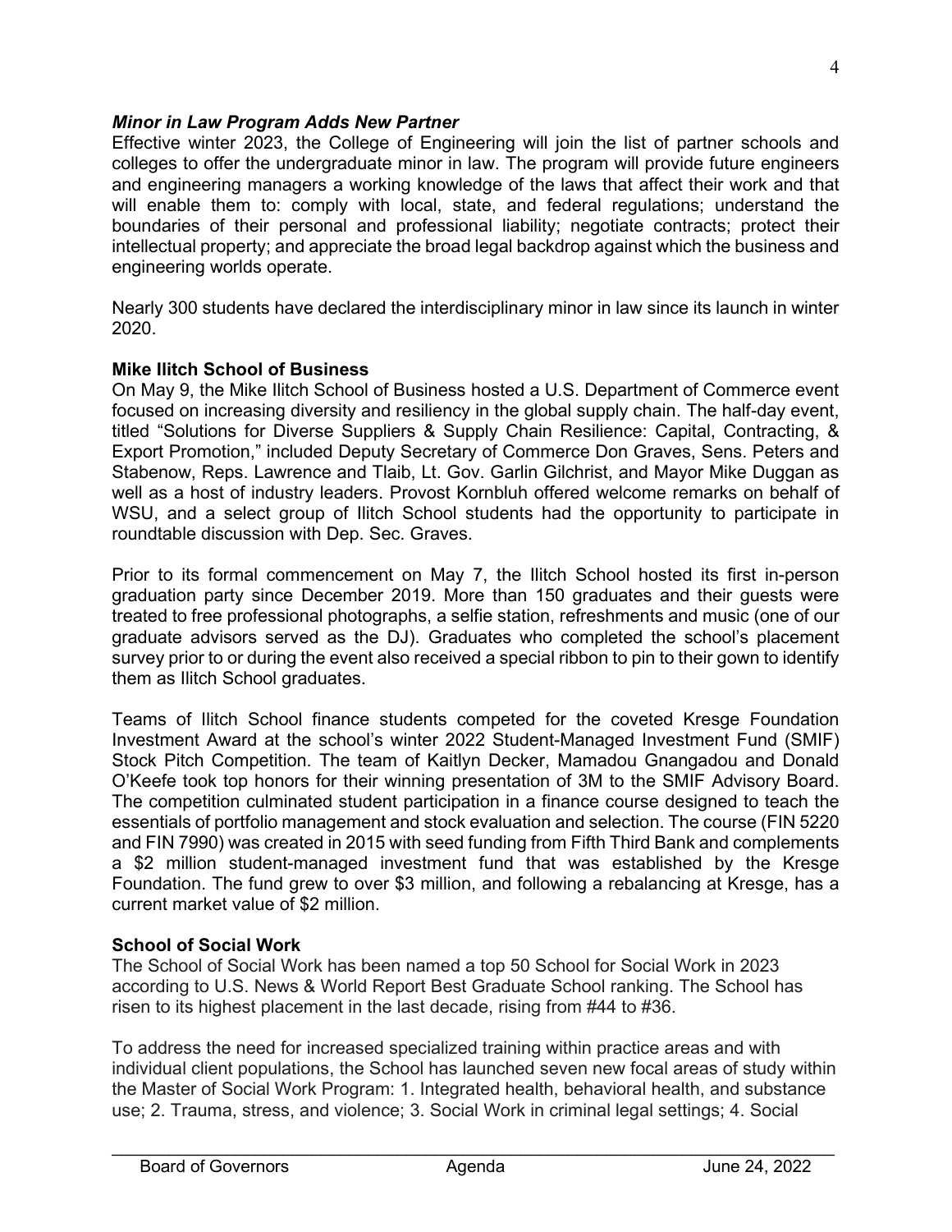***Minor in Law Program Adds New Partner***

Effective winter 2023, the College of Engineering will join the list of partner schools and colleges to offer the undergraduate minor in law. The program will provide future engineers and engineering managers a working knowledge of the laws that affect their work and that will enable them to: comply with local, state, and federal regulations; understand the boundaries of their personal and professional liability; negotiate contracts; protect their intellectual property; and appreciate the broad legal backdrop against which the business and engineering worlds operate.

Nearly 300 students have declared the interdisciplinary minor in law since its launch in winter 2020.

**Mike Ilitch School of Business**

On May 9, the Mike Ilitch School of Business hosted a U.S. Department of Commerce event focused on increasing diversity and resiliency in the global supply chain. The half-day event, titled "Solutions for Diverse Suppliers & Supply Chain Resilience: Capital, Contracting, & Export Promotion," included Deputy Secretary of Commerce Don Graves, Sens. Peters and Stabenow, Reps. Lawrence and Tlaib, Lt. Gov. Garlin Gilchrist, and Mayor Mike Duggan as well as a host of industry leaders. Provost Kornbluh offered welcome remarks on behalf of WSU, and a select group of Ilitch School students had the opportunity to participate in roundtable discussion with Dep. Sec. Graves.

Prior to its formal commencement on May 7, the Ilitch School hosted its first in-person graduation party since December 2019. More than 150 graduates and their guests were treated to free professional photographs, a selfie station, refreshments and music (one of our graduate advisors served as the DJ). Graduates who completed the school's placement survey prior to or during the event also received a special ribbon to pin to their gown to identify them as Ilitch School graduates.

Teams of Ilitch School finance students competed for the coveted Kresge Foundation Investment Award at the school's winter 2022 Student-Managed Investment Fund (SMIF) Stock Pitch Competition. The team of Kaitlyn Decker, Mamadou Gnangadou and Donald O'Keefe took top honors for their winning presentation of 3M to the SMIF Advisory Board. The competition culminated student participation in a finance course designed to teach the essentials of portfolio management and stock evaluation and selection. The course (FIN 5220 and FIN 7990) was created in 2015 with seed funding from Fifth Third Bank and complements a $2 million student-managed investment fund that was established by the Kresge Foundation. The fund grew to over $3 million, and following a rebalancing at Kresge, has a current market value of $2 million.

**School of Social Work**

The School of Social Work has been named a top 50 School for Social Work in 2023 according to U.S. News & World Report Best Graduate School ranking. The School has risen to its highest placement in the last decade, rising from #44 to #36.

To address the need for increased specialized training within practice areas and with individual client populations, the School has launched seven new focal areas of study within the Master of Social Work Program: 1. Integrated health, behavioral health, and substance use; 2. Trauma, stress, and violence; 3. Social Work in criminal legal settings; 4. Social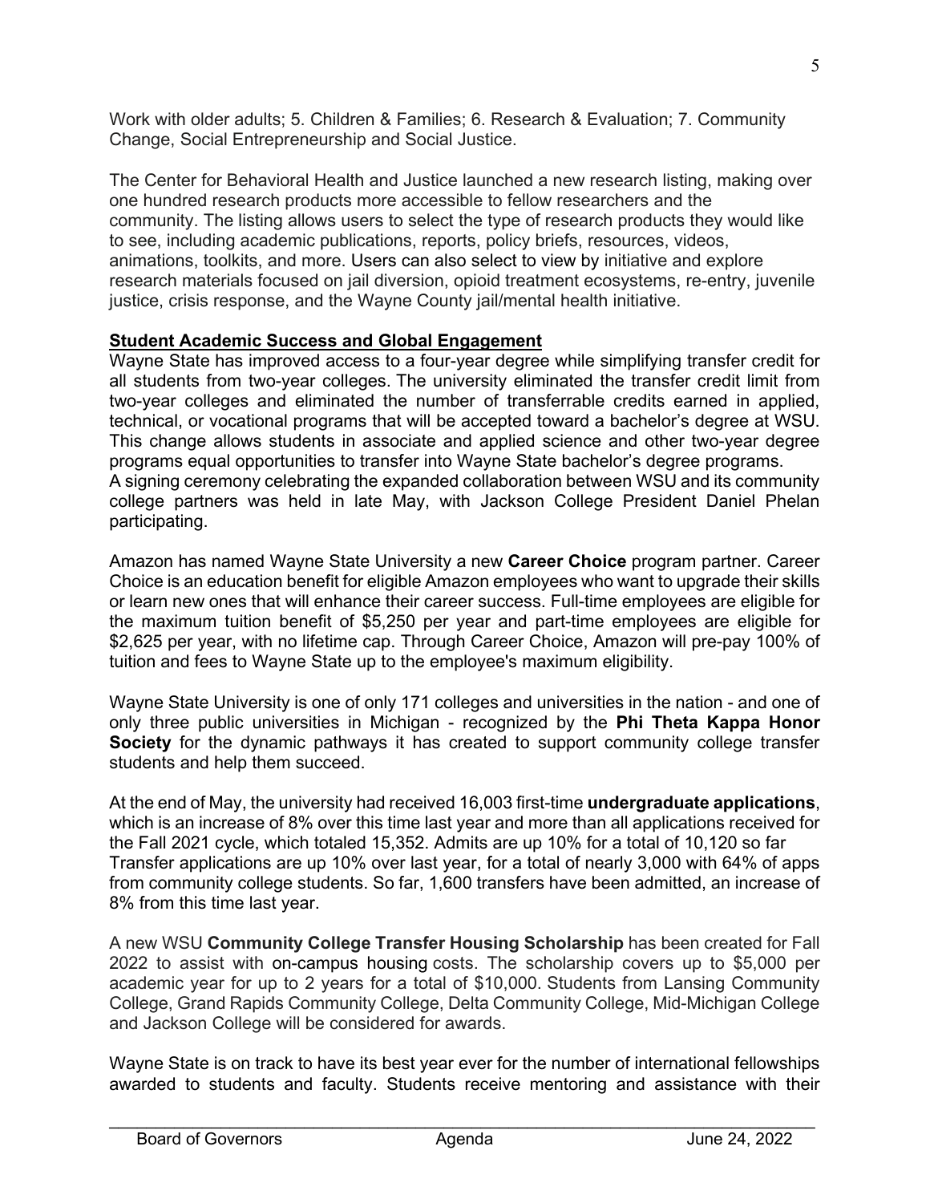Work with older adults; 5. Children & Families; 6. Research & Evaluation; 7. Community Change, Social Entrepreneurship and Social Justice.

The Center for Behavioral Health and Justice launched a new research listing, making over one hundred research products more accessible to fellow researchers and the community. The listing allows users to select the type of research products they would like to see, including academic publications, reports, policy briefs, resources, videos, animations, toolkits, and more. Users can also select to view by initiative and explore research materials focused on jail diversion, opioid treatment ecosystems, re-entry, juvenile justice, crisis response, and the Wayne County jail/mental health initiative.

**Student Academic Success and Global Engagement**

Wayne State has improved access to a four-year degree while simplifying transfer credit for all students from two-year colleges. The university eliminated the transfer credit limit from two-year colleges and eliminated the number of transferrable credits earned in applied, technical, or vocational programs that will be accepted toward a bachelor's degree at WSU. This change allows students in associate and applied science and other two-year degree programs equal opportunities to transfer into Wayne State bachelor's degree programs. A signing ceremony celebrating the expanded collaboration between WSU and its community college partners was held in late May, with Jackson College President Daniel Phelan participating.

Amazon has named Wayne State University a new **Career Choice** program partner. Career Choice is an education benefit for eligible Amazon employees who want to upgrade their skills or learn new ones that will enhance their career success. Full-time employees are eligible for the maximum tuition benefit of $5,250 per year and part-time employees are eligible for $2,625 per year, with no lifetime cap. Through Career Choice, Amazon will pre-pay 100% of tuition and fees to Wayne State up to the employee's maximum eligibility.

Wayne State University is one of only 171 colleges and universities in the nation - and one of only three public universities in Michigan - recognized by the **Phi Theta Kappa Honor Society** for the dynamic pathways it has created to support community college transfer students and help them succeed.

At the end of May, the university had received 16,003 first-time **undergraduate applications**, which is an increase of 8% over this time last year and more than all applications received for the Fall 2021 cycle, which totaled 15,352. Admits are up 10% for a total of 10,120 so far Transfer applications are up 10% over last year, for a total of nearly 3,000 with 64% of apps from community college students. So far, 1,600 transfers have been admitted, an increase of 8% from this time last year.

A new WSU **Community College Transfer Housing Scholarship** has been created for Fall 2022 to assist with on-campus housing costs. The scholarship covers up to $5,000 per academic year for up to 2 years for a total of $10,000. Students from Lansing Community College, Grand Rapids Community College, Delta Community College, Mid-Michigan College and Jackson College will be considered for awards.

Wayne State is on track to have its best year ever for the number of international fellowships awarded to students and faculty. Students receive mentoring and assistance with their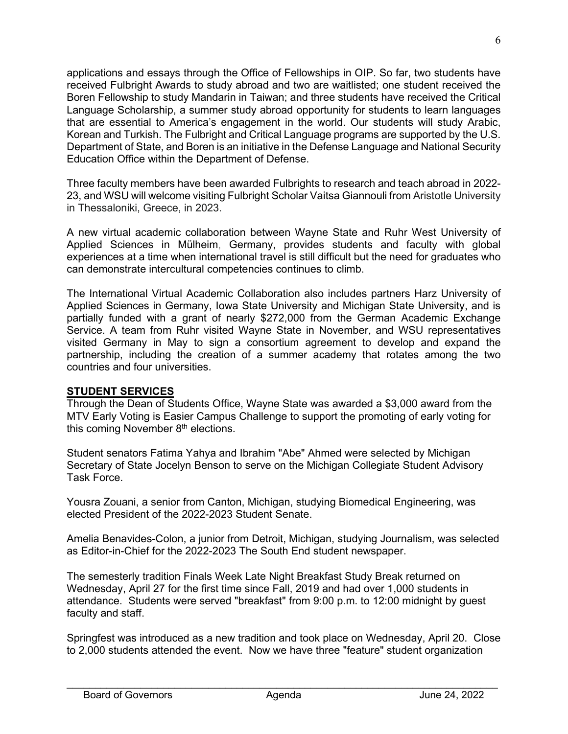applications and essays through the Office of Fellowships in OIP. So far, two students have received Fulbright Awards to study abroad and two are waitlisted; one student received the Boren Fellowship to study Mandarin in Taiwan; and three students have received the Critical Language Scholarship, a summer study abroad opportunity for students to learn languages that are essential to America's engagement in the world. Our students will study Arabic, Korean and Turkish. The Fulbright and Critical Language programs are supported by the U.S. Department of State, and Boren is an initiative in the Defense Language and National Security Education Office within the Department of Defense.

Three faculty members have been awarded Fulbrights to research and teach abroad in 2022-23, and WSU will welcome visiting Fulbright Scholar Vaitsa Giannouli from Aristotle University in Thessaloniki, Greece, in 2023.

A new virtual academic collaboration between Wayne State and Ruhr West University of Applied Sciences in Mülheim, Germany, provides students and faculty with global experiences at a time when international travel is still difficult but the need for graduates who can demonstrate intercultural competencies continues to climb.

The International Virtual Academic Collaboration also includes partners Harz University of Applied Sciences in Germany, Iowa State University and Michigan State University, and is partially funded with a grant of nearly $272,000 from the German Academic Exchange Service. A team from Ruhr visited Wayne State in November, and WSU representatives visited Germany in May to sign a consortium agreement to develop and expand the partnership, including the creation of a summer academy that rotates among the two countries and four universities.

## STUDENT SERVICES

Through the Dean of Students Office, Wayne State was awarded a $3,000 award from the MTV Early Voting is Easier Campus Challenge to support the promoting of early voting for this coming November 8th elections.

Student senators Fatima Yahya and Ibrahim "Abe" Ahmed were selected by Michigan Secretary of State Jocelyn Benson to serve on the Michigan Collegiate Student Advisory Task Force.

Yousra Zouani, a senior from Canton, Michigan, studying Biomedical Engineering, was elected President of the 2022-2023 Student Senate.

Amelia Benavides-Colon, a junior from Detroit, Michigan, studying Journalism, was selected as Editor-in-Chief for the 2022-2023 The South End student newspaper.

The semesterly tradition Finals Week Late Night Breakfast Study Break returned on Wednesday, April 27 for the first time since Fall, 2019 and had over 1,000 students in attendance. Students were served "breakfast" from 9:00 p.m. to 12:00 midnight by guest faculty and staff.

Springfest was introduced as a new tradition and took place on Wednesday, April 20. Close to 2,000 students attended the event. Now we have three "feature" student organization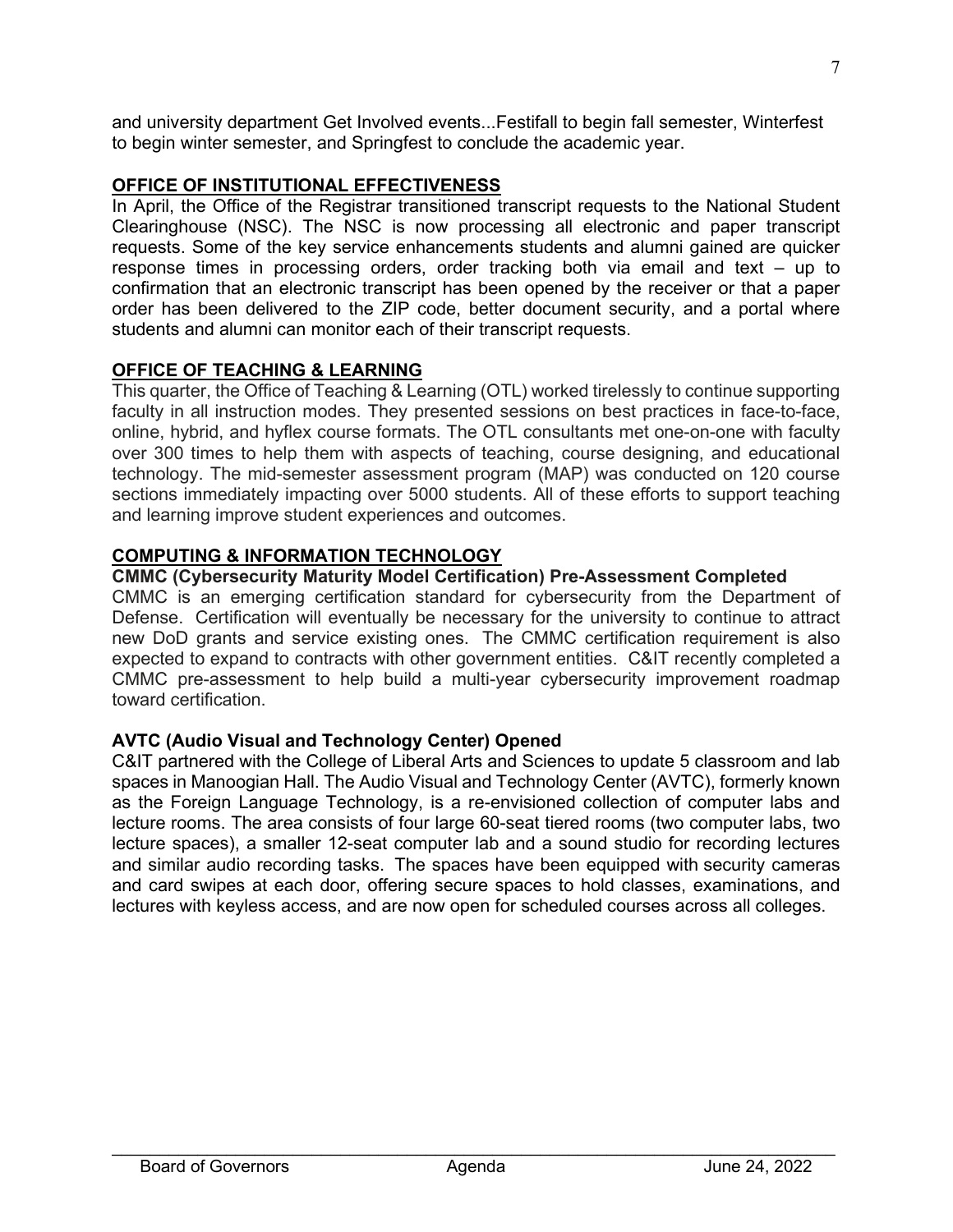and university department Get Involved events...Festifall to begin fall semester, Winterfest to begin winter semester, and Springfest to conclude the academic year.

## OFFICE OF INSTITUTIONAL EFFECTIVENESS

In April, the Office of the Registrar transitioned transcript requests to the National Student Clearinghouse (NSC). The NSC is now processing all electronic and paper transcript requests. Some of the key service enhancements students and alumni gained are quicker response times in processing orders, order tracking both via email and text – up to confirmation that an electronic transcript has been opened by the receiver or that a paper order has been delivered to the ZIP code, better document security, and a portal where students and alumni can monitor each of their transcript requests.

## OFFICE OF TEACHING & LEARNING

This quarter, the Office of Teaching & Learning (OTL) worked tirelessly to continue supporting faculty in all instruction modes. They presented sessions on best practices in face-to-face, online, hybrid, and hyflex course formats. The OTL consultants met one-on-one with faculty over 300 times to help them with aspects of teaching, course designing, and educational technology. The mid-semester assessment program (MAP) was conducted on 120 course sections immediately impacting over 5000 students. All of these efforts to support teaching and learning improve student experiences and outcomes.

## COMPUTING & INFORMATION TECHNOLOGY

### CMMC (Cybersecurity Maturity Model Certification) Pre-Assessment Completed

CMMC is an emerging certification standard for cybersecurity from the Department of Defense. Certification will eventually be necessary for the university to continue to attract new DoD grants and service existing ones. The CMMC certification requirement is also expected to expand to contracts with other government entities. C&IT recently completed a CMMC pre-assessment to help build a multi-year cybersecurity improvement roadmap toward certification.

### AVTC (Audio Visual and Technology Center) Opened

C&IT partnered with the College of Liberal Arts and Sciences to update 5 classroom and lab spaces in Manoogian Hall. The Audio Visual and Technology Center (AVTC), formerly known as the Foreign Language Technology, is a re-envisioned collection of computer labs and lecture rooms. The area consists of four large 60-seat tiered rooms (two computer labs, two lecture spaces), a smaller 12-seat computer lab and a sound studio for recording lectures and similar audio recording tasks. The spaces have been equipped with security cameras and card swipes at each door, offering secure spaces to hold classes, examinations, and lectures with keyless access, and are now open for scheduled courses across all colleges.